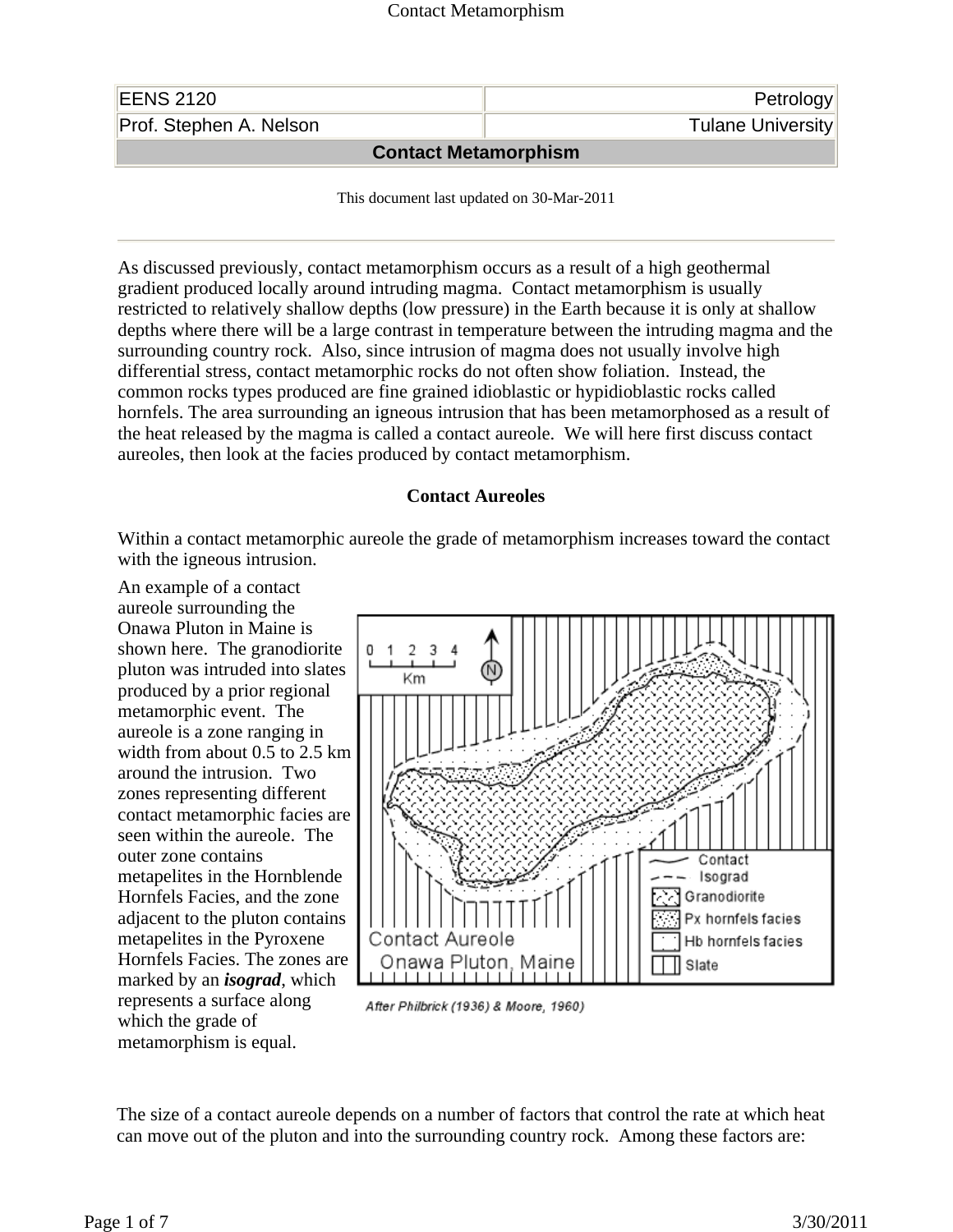| EENS 2120 | Petrology |
|---|---|
| Prof. Stephen A. Nelson | Tulane University |

# Contact Metamorphism

This document last updated on 30-Mar-2011

---

As discussed previously, contact metamorphism occurs as a result of a high geothermal gradient produced locally around intruding magma. Contact metamorphism is usually restricted to relatively shallow depths (low pressure) in the Earth because it is only at shallow depths where there will be a large contrast in temperature between the intruding magma and the surrounding country rock. Also, since intrusion of magma does not usually involve high differential stress, contact metamorphic rocks do not often show foliation. Instead, the common rocks types produced are fine grained idioblastic or hypidioblastic rocks called hornfels. The area surrounding an igneous intrusion that has been metamorphosed as a result of the heat released by the magma is called a contact aureole. We will here first discuss contact aureoles, then look at the facies produced by contact metamorphism.

## Contact Aureoles

Within a contact metamorphic aureole the grade of metamorphism increases toward the contact with the igneous intrusion.

An example of a contact aureole surrounding the Onawa Pluton in Maine is shown here. The granodiorite pluton was intruded into slates produced by a prior regional metamorphic event. The aureole is a zone ranging in width from about 0.5 to 2.5 km around the intrusion. Two zones representing different contact metamorphic facies are seen within the aureole. The outer zone contains metapelites in the Hornblende Hornfels Facies, and the zone adjacent to the pluton contains metapelites in the Pyroxene Hornfels Facies. The zones are marked by an ***isograd***, which represents a surface along which the grade of metamorphism is equal.

After Philbrick (1936) & Moore, 1960)

The size of a contact aureole depends on a number of factors that control the rate at which heat can move out of the pluton and into the surrounding country rock. Among these factors are: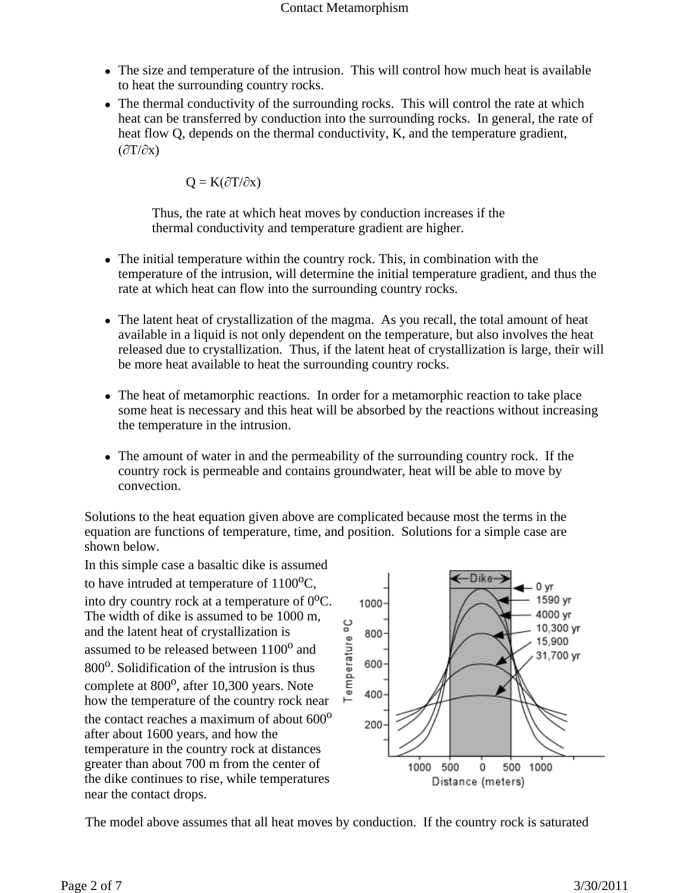- The size and temperature of the intrusion. This will control how much heat is available to heat the surrounding country rocks.
- The thermal conductivity of the surrounding rocks. This will control the rate at which heat can be transferred by conduction into the surrounding rocks. In general, the rate of heat flow Q, depends on the thermal conductivity, K, and the temperature gradient, $(\partial T/\partial x)$

$$Q = K(\partial T/\partial x)$$

  Thus, the rate at which heat moves by conduction increases if the thermal conductivity and temperature gradient are higher.

- The initial temperature within the country rock. This, in combination with the temperature of the intrusion, will determine the initial temperature gradient, and thus the rate at which heat can flow into the surrounding country rocks.

- The latent heat of crystallization of the magma. As you recall, the total amount of heat available in a liquid is not only dependent on the temperature, but also involves the heat released due to crystallization. Thus, if the latent heat of crystallization is large, their will be more heat available to heat the surrounding country rocks.

- The heat of metamorphic reactions. In order for a metamorphic reaction to take place some heat is necessary and this heat will be absorbed by the reactions without increasing the temperature in the intrusion.

- The amount of water in and the permeability of the surrounding country rock. If the country rock is permeable and contains groundwater, heat will be able to move by convection.

Solutions to the heat equation given above are complicated because most the terms in the equation are functions of temperature, time, and position. Solutions for a simple case are shown below.

In this simple case a basaltic dike is assumed to have intruded at temperature of 1100$^{o}$C, into dry country rock at a temperature of 0$^{o}$C. The width of dike is assumed to be 1000 m, and the latent heat of crystallization is assumed to be released between 1100$^{o}$ and 800$^{o}$. Solidification of the intrusion is thus complete at 800$^{o}$, after 10,300 years. Note how the temperature of the country rock near the contact reaches a maximum of about 600$^{o}$ after about 1600 years, and how the temperature in the country rock at distances greater than about 700 m from the center of the dike continues to rise, while temperatures near the contact drops.

The model above assumes that all heat moves by conduction. If the country rock is saturated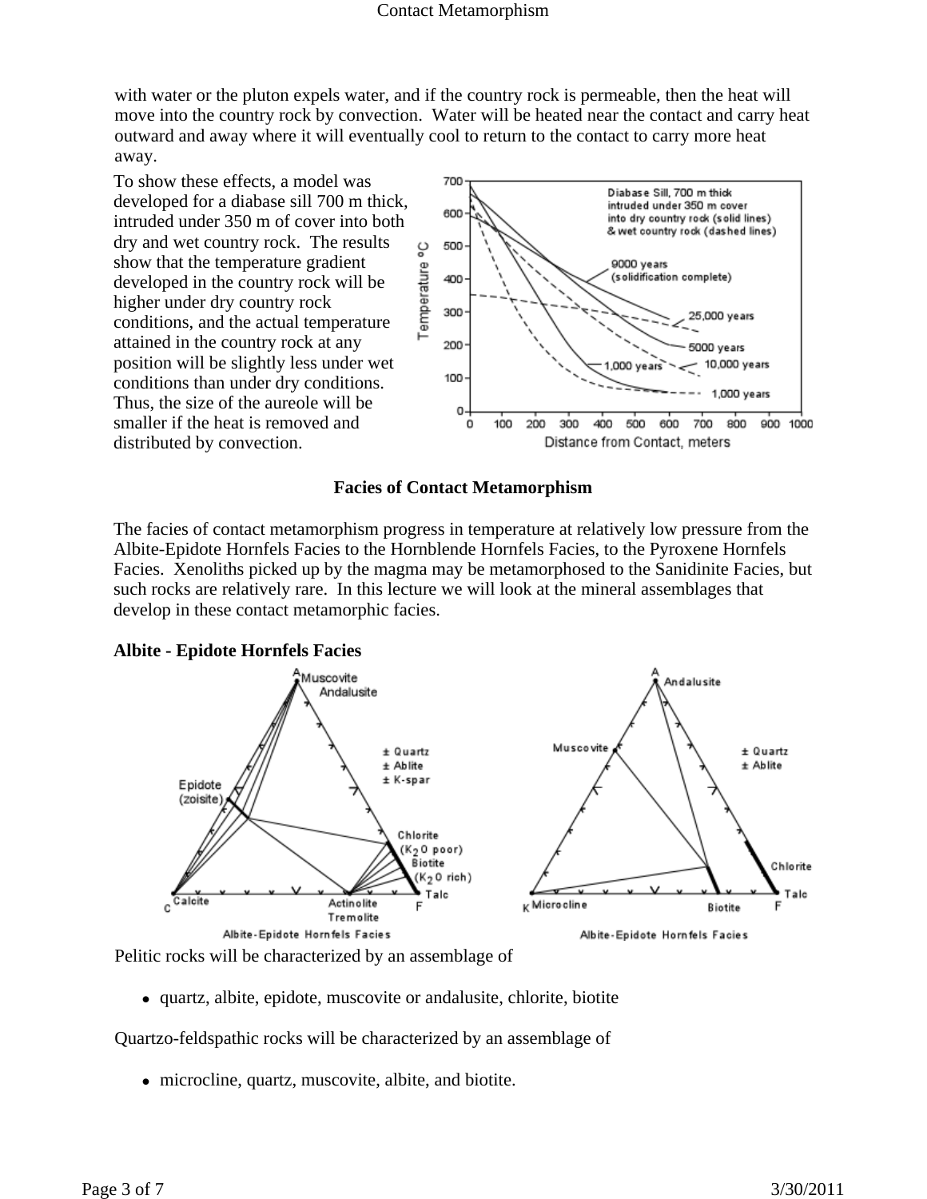with water or the pluton expels water, and if the country rock is permeable, then the heat will move into the country rock by convection. Water will be heated near the contact and carry heat outward and away where it will eventually cool to return to the contact to carry more heat away.

To show these effects, a model was developed for a diabase sill 700 m thick, intruded under 350 m of cover into both dry and wet country rock. The results show that the temperature gradient developed in the country rock will be higher under dry country rock conditions, and the actual temperature attained in the country rock at any position will be slightly less under wet conditions than under dry conditions. Thus, the size of the aureole will be smaller if the heat is removed and distributed by convection.

### Facies of Contact Metamorphism

The facies of contact metamorphism progress in temperature at relatively low pressure from the Albite-Epidote Hornfels Facies to the Hornblende Hornfels Facies, to the Pyroxene Hornfels Facies. Xenoliths picked up by the magma may be metamorphosed to the Sanidinite Facies, but such rocks are relatively rare. In this lecture we will look at the mineral assemblages that develop in these contact metamorphic facies.

### Albite - Epidote Hornfels Facies

Pelitic rocks will be characterized by an assemblage of

- quartz, albite, epidote, muscovite or andalusite, chlorite, biotite

Quartzo-feldspathic rocks will be characterized by an assemblage of

- microcline, quartz, muscovite, albite, and biotite.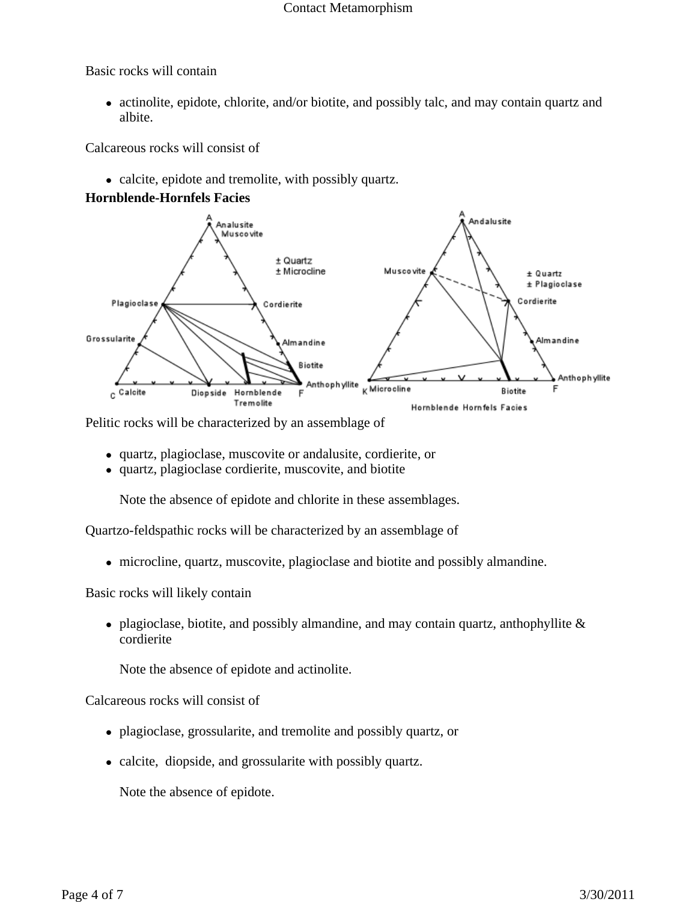Basic rocks will contain

- actinolite, epidote, chlorite, and/or biotite, and possibly talc, and may contain quartz and albite.

Calcareous rocks will consist of

- calcite, epidote and tremolite, with possibly quartz.

**Hornblende-Hornfels Facies**

Pelitic rocks will be characterized by an assemblage of

- quartz, plagioclase, muscovite or andalusite, cordierite, or
- quartz, plagioclase cordierite, muscovite, and biotite

  Note the absence of epidote and chlorite in these assemblages.

Quartzo-feldspathic rocks will be characterized by an assemblage of

- microcline, quartz, muscovite, plagioclase and biotite and possibly almandine.

Basic rocks will likely contain

- plagioclase, biotite, and possibly almandine, and may contain quartz, anthophyllite & cordierite

  Note the absence of epidote and actinolite.

Calcareous rocks will consist of

- plagioclase, grossularite, and tremolite and possibly quartz, or
- calcite, diopside, and grossularite with possibly quartz.

  Note the absence of epidote.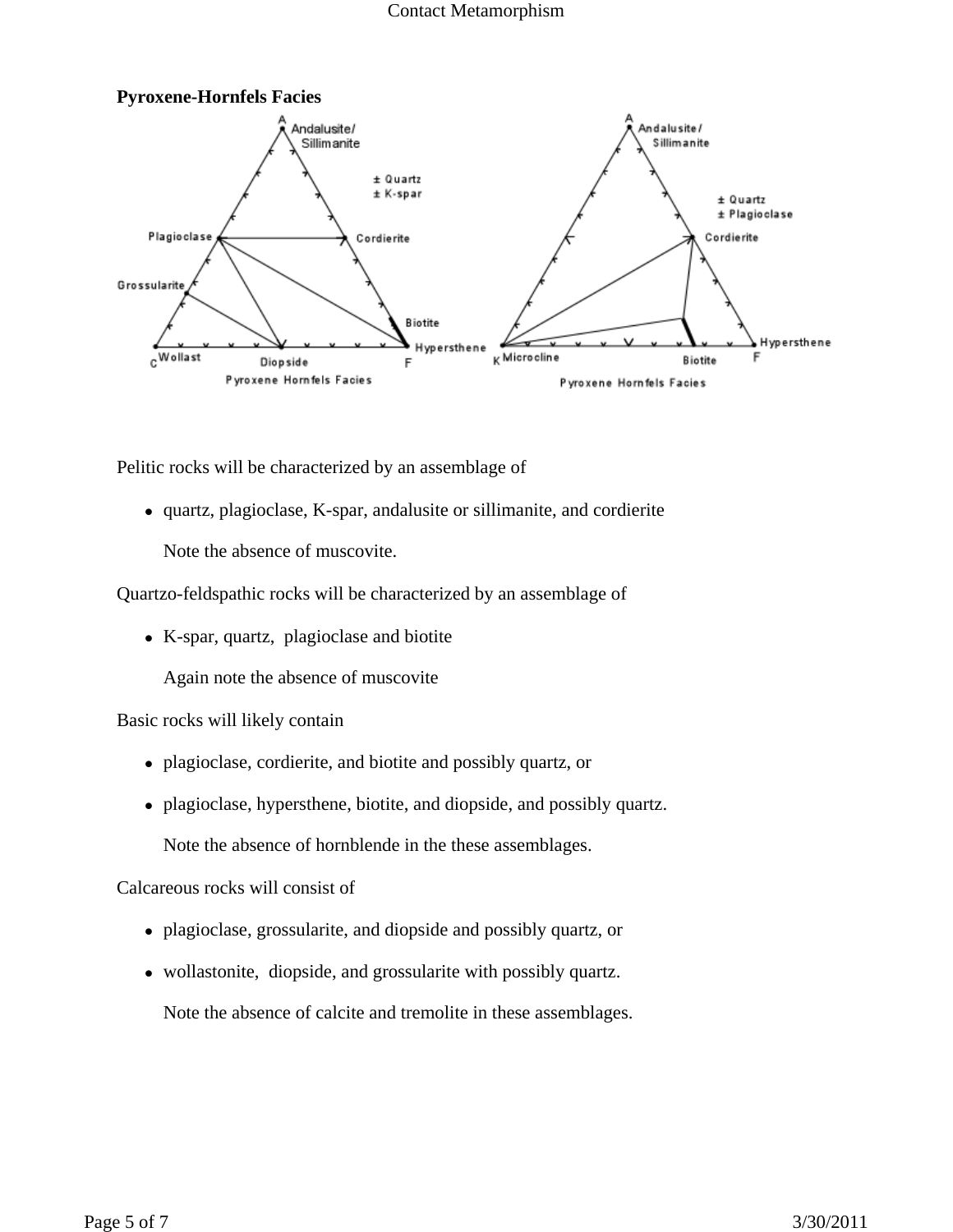### Pyroxene-Hornfels Facies

Pelitic rocks will be characterized by an assemblage of

- quartz, plagioclase, K-spar, andalusite or sillimanite, and cordierite

  Note the absence of muscovite.

Quartzo-feldspathic rocks will be characterized by an assemblage of

- K-spar, quartz, plagioclase and biotite

  Again note the absence of muscovite

Basic rocks will likely contain

- plagioclase, cordierite, and biotite and possibly quartz, or
- plagioclase, hypersthene, biotite, and diopside, and possibly quartz.

  Note the absence of hornblende in the these assemblages.

Calcareous rocks will consist of

- plagioclase, grossularite, and diopside and possibly quartz, or
- wollastonite, diopside, and grossularite with possibly quartz.

  Note the absence of calcite and tremolite in these assemblages.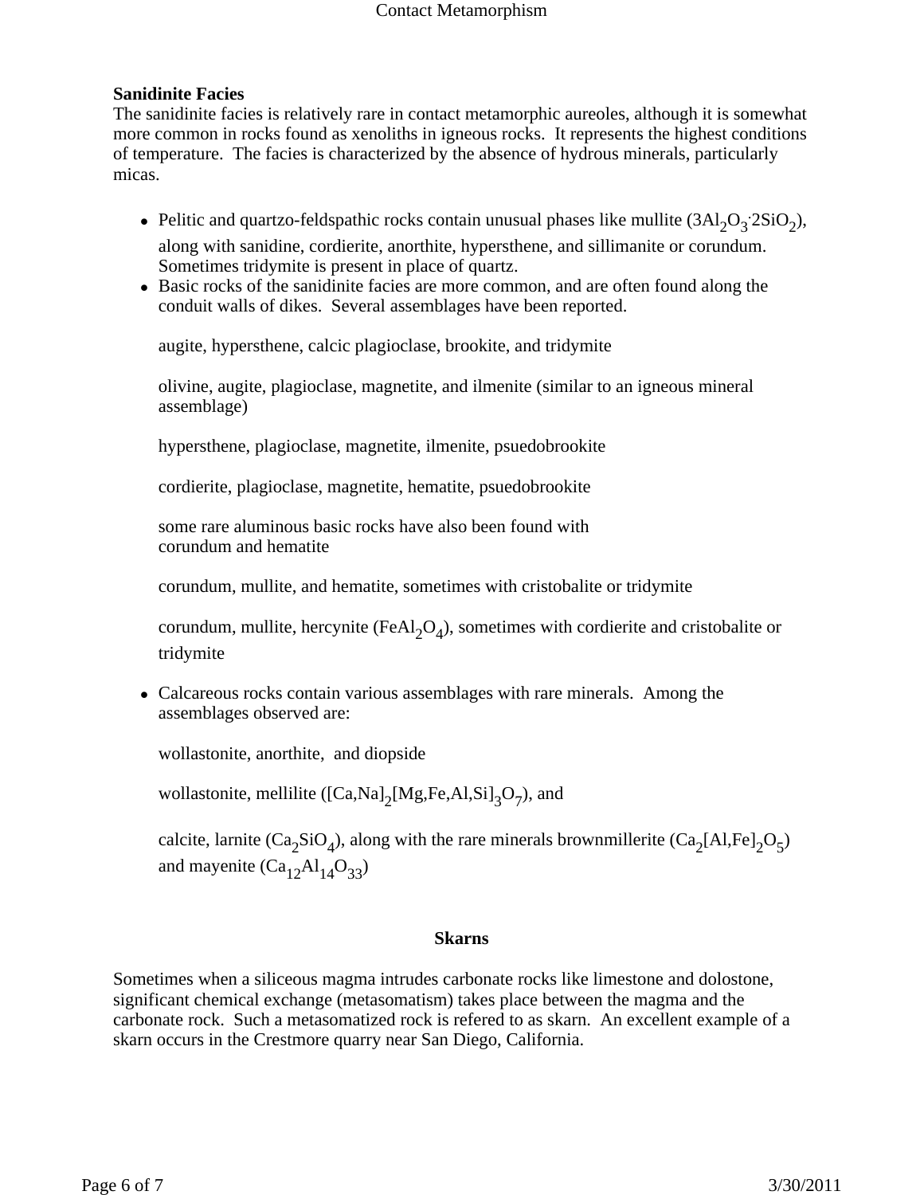**Sanidinite Facies**

The sanidinite facies is relatively rare in contact metamorphic aureoles, although it is somewhat more common in rocks found as xenoliths in igneous rocks. It represents the highest conditions of temperature. The facies is characterized by the absence of hydrous minerals, particularly micas.

- Pelitic and quartzo-feldspathic rocks contain unusual phases like mullite ($3Al_2O_3{\cdot}2SiO_2$), along with sanidine, cordierite, anorthite, hypersthene, and sillimanite or corundum. Sometimes tridymite is present in place of quartz.
- Basic rocks of the sanidinite facies are more common, and are often found along the conduit walls of dikes. Several assemblages have been reported.

  augite, hypersthene, calcic plagioclase, brookite, and tridymite

  olivine, augite, plagioclase, magnetite, and ilmenite (similar to an igneous mineral assemblage)

  hypersthene, plagioclase, magnetite, ilmenite, psuedobrookite

  cordierite, plagioclase, magnetite, hematite, psuedobrookite

  some rare aluminous basic rocks have also been found with corundum and hematite

  corundum, mullite, and hematite, sometimes with cristobalite or tridymite

  corundum, mullite, hercynite ($FeAl_2O_4$), sometimes with cordierite and cristobalite or tridymite

- Calcareous rocks contain various assemblages with rare minerals. Among the assemblages observed are:

  wollastonite, anorthite, and diopside

  wollastonite, mellilite ($[Ca,Na]_2[Mg,Fe,Al,Si]_3O_7$), and

  calcite, larnite ($Ca_2SiO_4$), along with the rare minerals brownmillerite ($Ca_2[Al,Fe]_2O_5$) and mayenite ($Ca_{12}Al_{14}O_{33}$)

## Skarns

Sometimes when a siliceous magma intrudes carbonate rocks like limestone and dolostone, significant chemical exchange (metasomatism) takes place between the magma and the carbonate rock. Such a metasomatized rock is refered to as skarn. An excellent example of a skarn occurs in the Crestmore quarry near San Diego, California.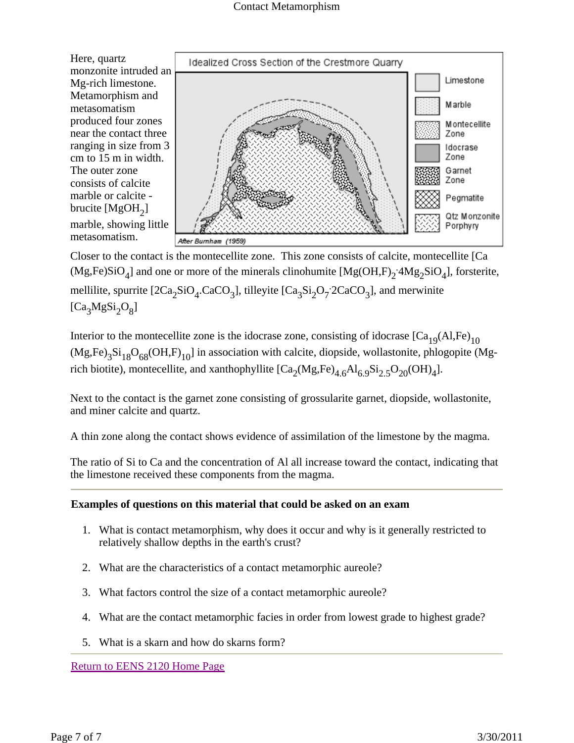Here, quartz monzonite intruded an Mg-rich limestone. Metamorphism and metasomatism produced four zones near the contact three ranging in size from 3 cm to 15 m in width. The outer zone consists of calcite marble or calcite - brucite [$MgOH_2$] marble, showing little metasomatism.

Idealized Cross Section of the Crestmore Quarry

Limestone

Marble

Montecellite Zone

Idocrase Zone

Garnet Zone

Pegmatite

Qtz Monzonite Porphyry

After Burnham (1959)

Closer to the contact is the montecellite zone. This zone consists of calcite, montecellite [$Ca(Mg,Fe)SiO_4$] and one or more of the minerals clinohumite [$Mg(OH,F)_2 \cdot 4Mg_2SiO_4$], forsterite, mellilite, spurrite [$2Ca_2SiO_4 . CaCO_3$], tilleyite [$Ca_3Si_2O_7 \cdot 2CaCO_3$], and merwinite [$Ca_3MgSi_2O_8$]

Interior to the montecellite zone is the idocrase zone, consisting of idocrase [$Ca_{19}(Al,Fe)_{10}(Mg,Fe)_3Si_{18}O_{68}(OH,F)_{10}$] in association with calcite, diopside, wollastonite, phlogopite (Mg-rich biotite), montecellite, and xanthophyllite [$Ca_2(Mg,Fe)_{4.6}Al_{6.9}Si_{2.5}O_{20}(OH)_4$].

Next to the contact is the garnet zone consisting of grossularite garnet, diopside, wollastonite, and miner calcite and quartz.

A thin zone along the contact shows evidence of assimilation of the limestone by the magma.

The ratio of Si to Ca and the concentration of Al all increase toward the contact, indicating that the limestone received these components from the magma.

---

**Examples of questions on this material that could be asked on an exam**

1. What is contact metamorphism, why does it occur and why is it generally restricted to relatively shallow depths in the earth's crust?
2. What are the characteristics of a contact metamorphic aureole?
3. What factors control the size of a contact metamorphic aureole?
4. What are the contact metamorphic facies in order from lowest grade to highest grade?
5. What is a skarn and how do skarns form?

---

Return to EENS 2120 Home Page